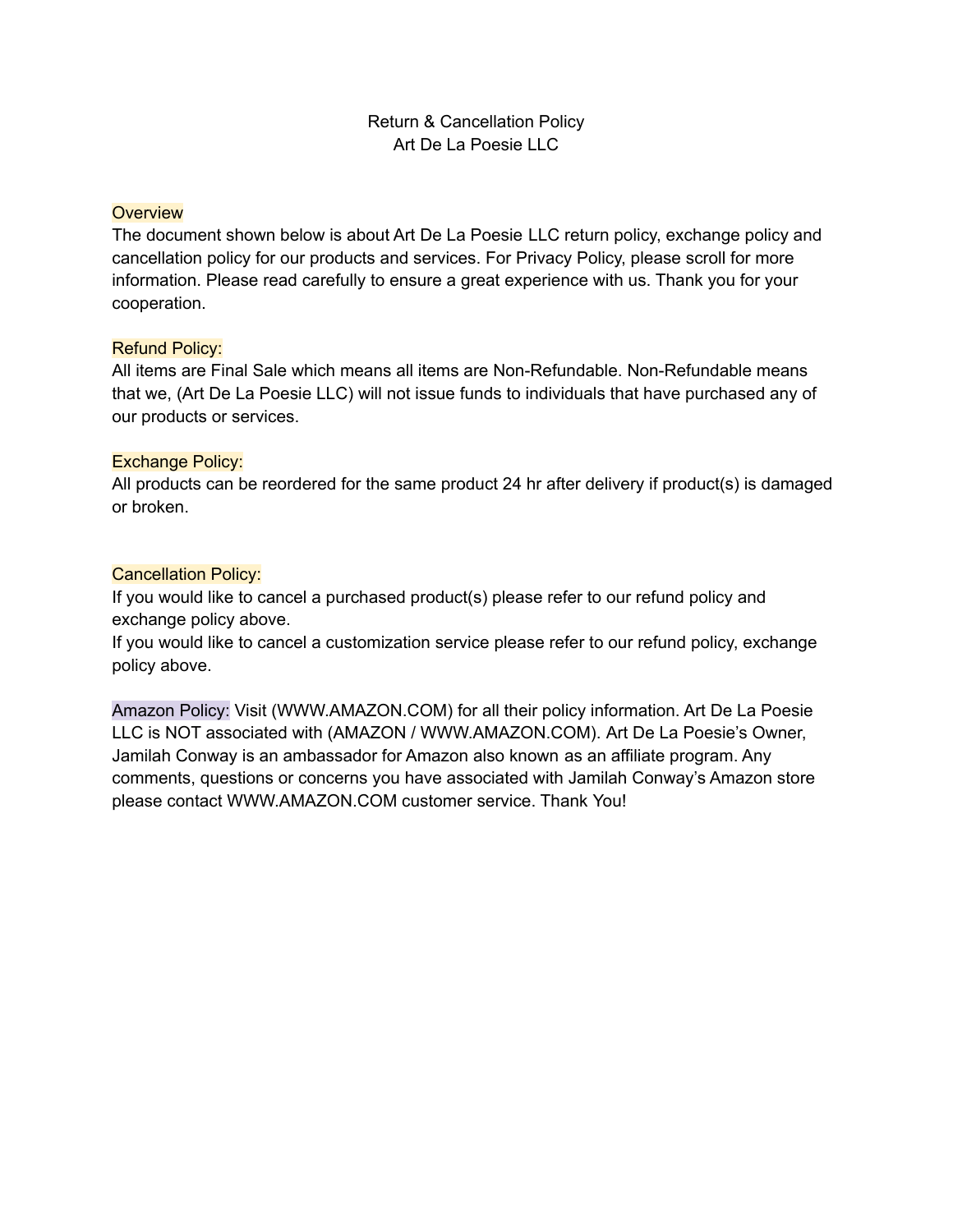# Return & Cancellation Policy
# Art De La Poesie LLC

## Overview

The document shown below is about Art De La Poesie LLC return policy, exchange policy and cancellation policy for our products and services. For Privacy Policy, please scroll for more information. Please read carefully to ensure a great experience with us. Thank you for your cooperation.

## Refund Policy:

All items are Final Sale which means all items are Non-Refundable. Non-Refundable means that we, (Art De La Poesie LLC) will not issue funds to individuals that have purchased any of our products or services.

## Exchange Policy:

All products can be reordered for the same product 24 hr after delivery if product(s) is damaged or broken.

## Cancellation Policy:

If you would like to cancel a purchased product(s) please refer to our refund policy and exchange policy above.

If you would like to cancel a customization service please refer to our refund policy, exchange policy above.

**Amazon Policy:** Visit (WWW.AMAZON.COM) for all their policy information. Art De La Poesie LLC is NOT associated with (AMAZON / WWW.AMAZON.COM). Art De La Poesie's Owner, Jamilah Conway is an ambassador for Amazon also known as an affiliate program. Any comments, questions or concerns you have associated with Jamilah Conway's Amazon store please contact WWW.AMAZON.COM customer service. Thank You!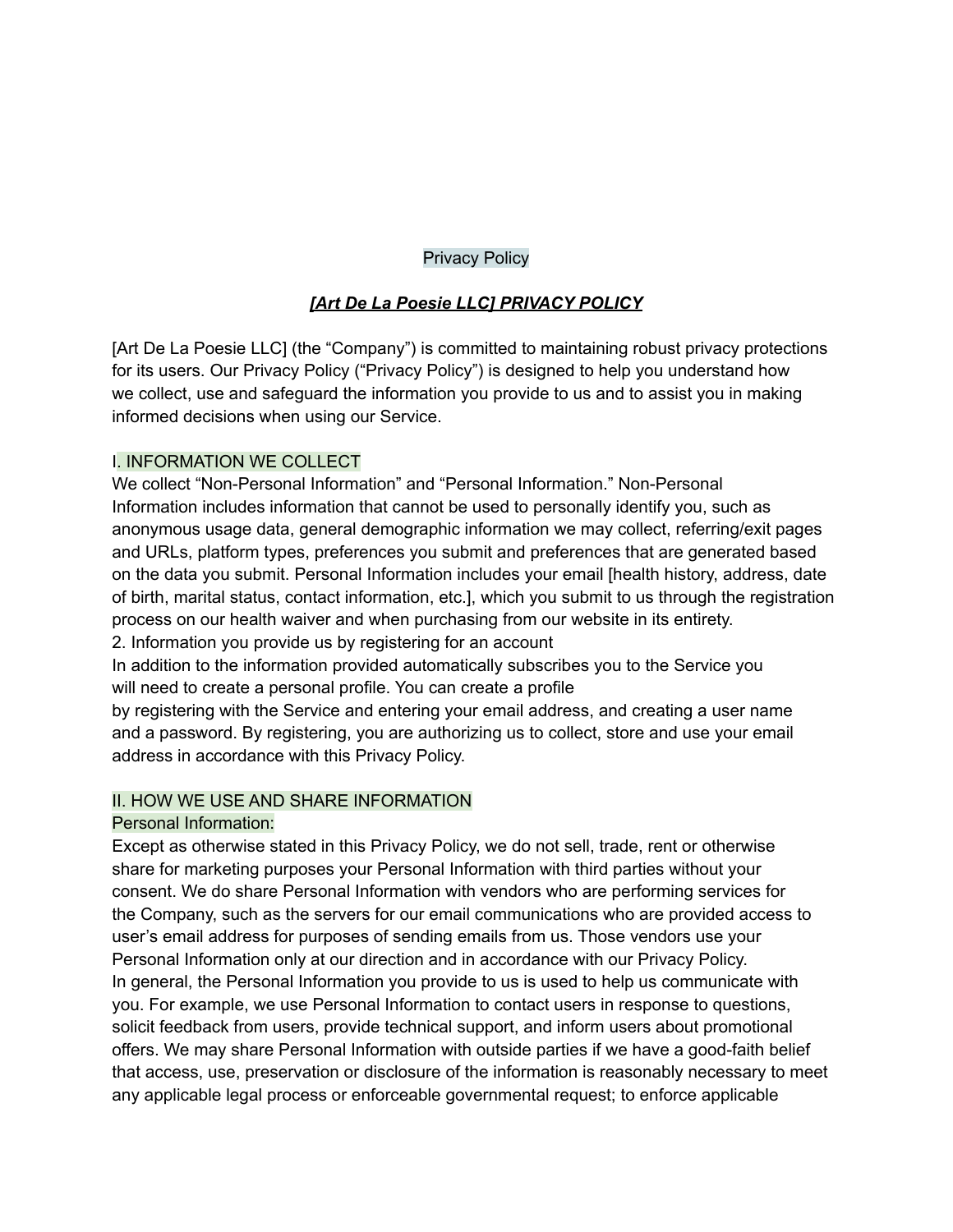Privacy Policy

# ***[Art De La Poesie LLC] PRIVACY POLICY***

[Art De La Poesie LLC] (the "Company") is committed to maintaining robust privacy protections for its users. Our Privacy Policy ("Privacy Policy") is designed to help you understand how we collect, use and safeguard the information you provide to us and to assist you in making informed decisions when using our Service.

## I. INFORMATION WE COLLECT

We collect "Non-Personal Information" and "Personal Information." Non-Personal Information includes information that cannot be used to personally identify you, such as anonymous usage data, general demographic information we may collect, referring/exit pages and URLs, platform types, preferences you submit and preferences that are generated based on the data you submit. Personal Information includes your email [health history, address, date of birth, marital status, contact information, etc.], which you submit to us through the registration process on our health waiver and when purchasing from our website in its entirety.

2. Information you provide us by registering for an account

In addition to the information provided automatically subscribes you to the Service you will need to create a personal profile. You can create a profile by registering with the Service and entering your email address, and creating a user name and a password. By registering, you are authorizing us to collect, store and use your email address in accordance with this Privacy Policy.

## II. HOW WE USE AND SHARE INFORMATION

### Personal Information:

Except as otherwise stated in this Privacy Policy, we do not sell, trade, rent or otherwise share for marketing purposes your Personal Information with third parties without your consent. We do share Personal Information with vendors who are performing services for the Company, such as the servers for our email communications who are provided access to user's email address for purposes of sending emails from us. Those vendors use your Personal Information only at our direction and in accordance with our Privacy Policy.

In general, the Personal Information you provide to us is used to help us communicate with you. For example, we use Personal Information to contact users in response to questions, solicit feedback from users, provide technical support, and inform users about promotional offers. We may share Personal Information with outside parties if we have a good-faith belief that access, use, preservation or disclosure of the information is reasonably necessary to meet any applicable legal process or enforceable governmental request; to enforce applicable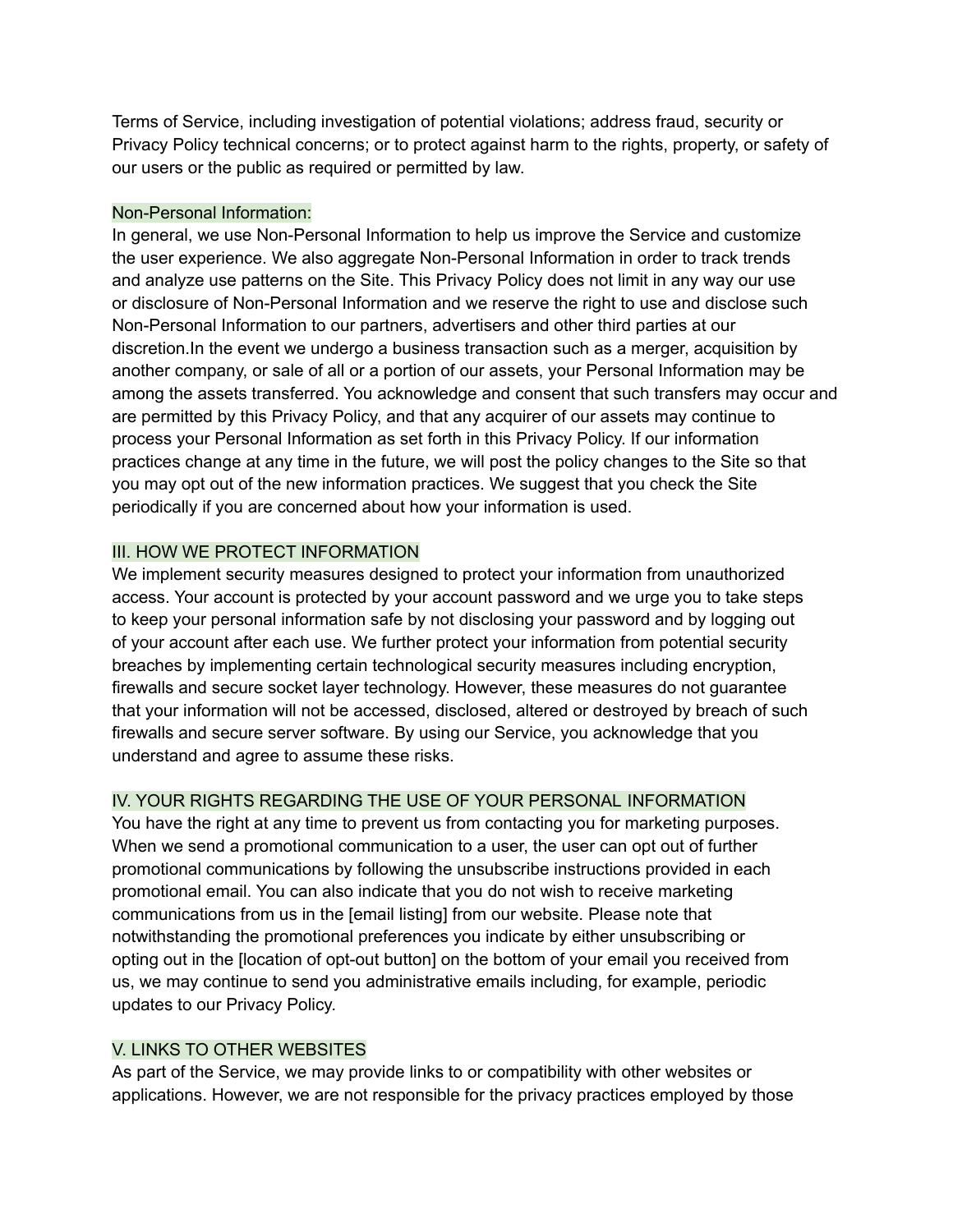Terms of Service, including investigation of potential violations; address fraud, security or Privacy Policy technical concerns; or to protect against harm to the rights, property, or safety of our users or the public as required or permitted by law.

### Non-Personal Information:

In general, we use Non-Personal Information to help us improve the Service and customize the user experience. We also aggregate Non-Personal Information in order to track trends and analyze use patterns on the Site. This Privacy Policy does not limit in any way our use or disclosure of Non-Personal Information and we reserve the right to use and disclose such Non-Personal Information to our partners, advertisers and other third parties at our discretion.In the event we undergo a business transaction such as a merger, acquisition by another company, or sale of all or a portion of our assets, your Personal Information may be among the assets transferred. You acknowledge and consent that such transfers may occur and are permitted by this Privacy Policy, and that any acquirer of our assets may continue to process your Personal Information as set forth in this Privacy Policy. If our information practices change at any time in the future, we will post the policy changes to the Site so that you may opt out of the new information practices. We suggest that you check the Site periodically if you are concerned about how your information is used.

## III. HOW WE PROTECT INFORMATION

We implement security measures designed to protect your information from unauthorized access. Your account is protected by your account password and we urge you to take steps to keep your personal information safe by not disclosing your password and by logging out of your account after each use. We further protect your information from potential security breaches by implementing certain technological security measures including encryption, firewalls and secure socket layer technology. However, these measures do not guarantee that your information will not be accessed, disclosed, altered or destroyed by breach of such firewalls and secure server software. By using our Service, you acknowledge that you understand and agree to assume these risks.

## IV. YOUR RIGHTS REGARDING THE USE OF YOUR PERSONAL INFORMATION

You have the right at any time to prevent us from contacting you for marketing purposes. When we send a promotional communication to a user, the user can opt out of further promotional communications by following the unsubscribe instructions provided in each promotional email. You can also indicate that you do not wish to receive marketing communications from us in the [email listing] from our website. Please note that notwithstanding the promotional preferences you indicate by either unsubscribing or opting out in the [location of opt-out button] on the bottom of your email you received from us, we may continue to send you administrative emails including, for example, periodic updates to our Privacy Policy.

## V. LINKS TO OTHER WEBSITES

As part of the Service, we may provide links to or compatibility with other websites or applications. However, we are not responsible for the privacy practices employed by those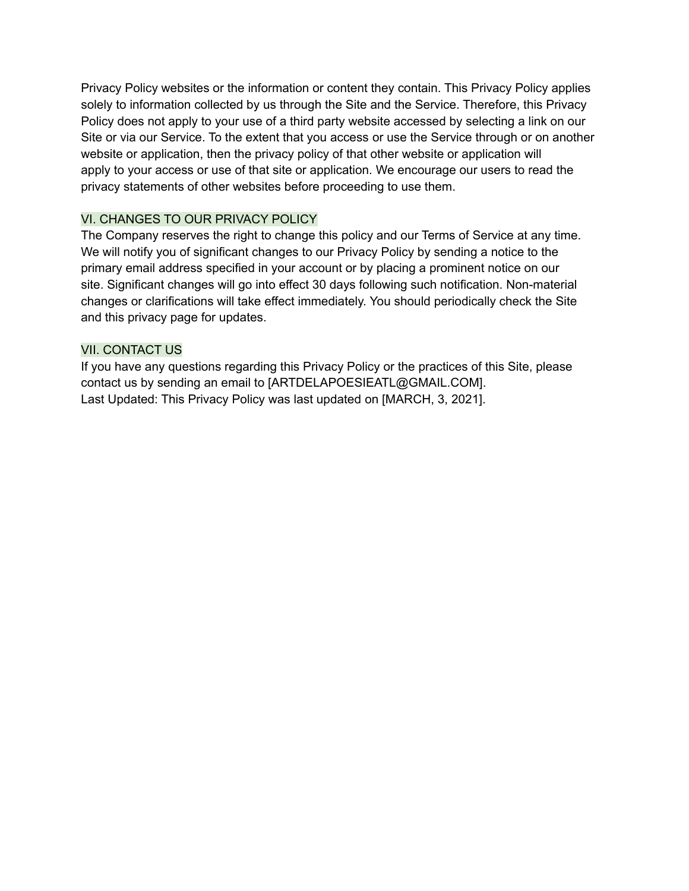Privacy Policy websites or the information or content they contain. This Privacy Policy applies solely to information collected by us through the Site and the Service. Therefore, this Privacy Policy does not apply to your use of a third party website accessed by selecting a link on our Site or via our Service. To the extent that you access or use the Service through or on another website or application, then the privacy policy of that other website or application will apply to your access or use of that site or application. We encourage our users to read the privacy statements of other websites before proceeding to use them.

## VI. CHANGES TO OUR PRIVACY POLICY

The Company reserves the right to change this policy and our Terms of Service at any time. We will notify you of significant changes to our Privacy Policy by sending a notice to the primary email address specified in your account or by placing a prominent notice on our site. Significant changes will go into effect 30 days following such notification. Non-material changes or clarifications will take effect immediately. You should periodically check the Site and this privacy page for updates.

## VII. CONTACT US

If you have any questions regarding this Privacy Policy or the practices of this Site, please contact us by sending an email to [ARTDELAPOESIEATL@GMAIL.COM].
Last Updated: This Privacy Policy was last updated on [MARCH, 3, 2021].